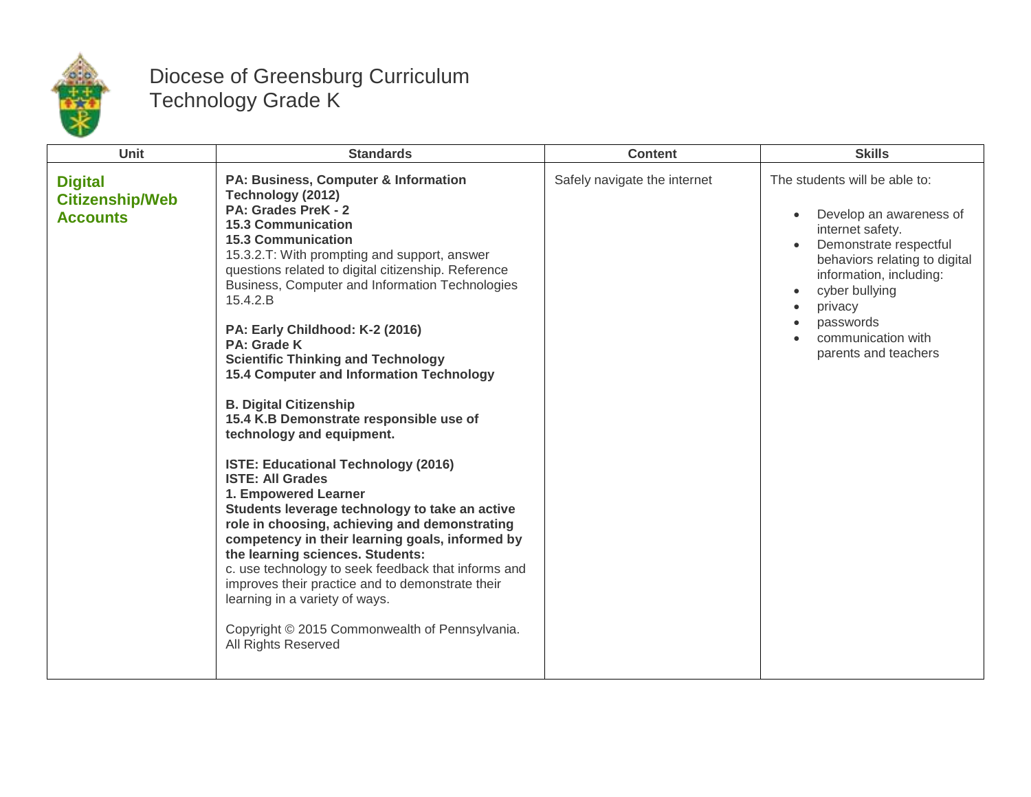# Diocese of Greensburg Curriculum
## Technology Grade K

| Unit | Standards | Content | Skills |
|---|---|---|---|
| **Digital Citizenship/Web Accounts** | **PA: Business, Computer & Information Technology (2012)**<br>**PA: Grades PreK - 2**<br>**15.3 Communication**<br>**15.3 Communication**<br>15.3.2.T: With prompting and support, answer questions related to digital citizenship. Reference Business, Computer and Information Technologies 15.4.2.B<br><br>**PA: Early Childhood: K-2 (2016)**<br>**PA: Grade K**<br>**Scientific Thinking and Technology**<br>**15.4 Computer and Information Technology**<br><br>**B. Digital Citizenship**<br>**15.4 K.B Demonstrate responsible use of technology and equipment.**<br><br>**ISTE: Educational Technology (2016)**<br>**ISTE: All Grades**<br>**1. Empowered Learner**<br>**Students leverage technology to take an active role in choosing, achieving and demonstrating competency in their learning goals, informed by the learning sciences. Students:**<br>c. use technology to seek feedback that informs and improves their practice and to demonstrate their learning in a variety of ways.<br><br>Copyright © 2015 Commonwealth of Pennsylvania. All Rights Reserved | Safely navigate the internet | The students will be able to:<br><br>• Develop an awareness of internet safety.<br>• Demonstrate respectful behaviors relating to digital information, including:<br>• cyber bullying<br>• privacy<br>• passwords<br>• communication with parents and teachers |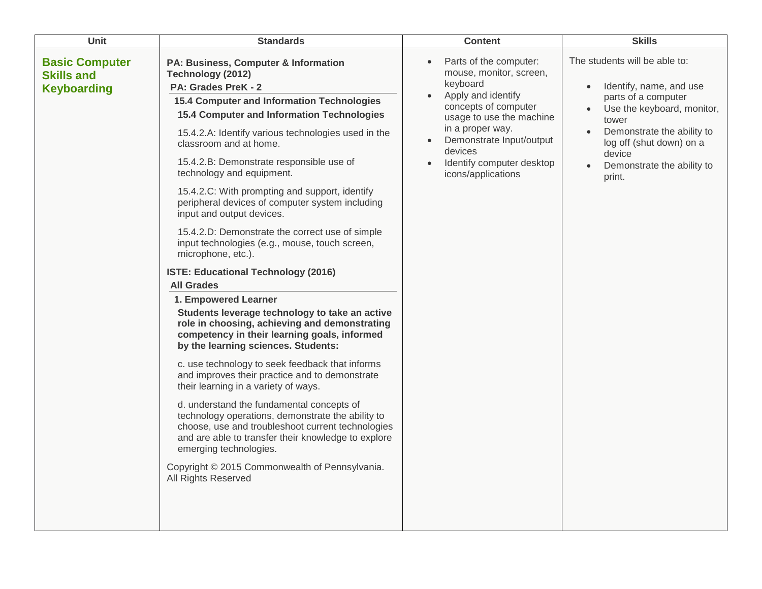| Unit | Standards | Content | Skills |
| --- | --- | --- | --- |
| **Basic Computer Skills and Keyboarding** | **PA: Business, Computer & Information Technology (2012)**<br>**PA: Grades PreK - 2**<br>**15.4 Computer and Information Technologies**<br>**15.4 Computer and Information Technologies**<br>15.4.2.A: Identify various technologies used in the classroom and at home.<br>15.4.2.B: Demonstrate responsible use of technology and equipment.<br>15.4.2.C: With prompting and support, identify peripheral devices of computer system including input and output devices.<br>15.4.2.D: Demonstrate the correct use of simple input technologies (e.g., mouse, touch screen, microphone, etc.).<br>**ISTE: Educational Technology (2016)**<br>**All Grades**<br>**1. Empowered Learner**<br>**Students leverage technology to take an active role in choosing, achieving and demonstrating competency in their learning goals, informed by the learning sciences. Students:**<br>c. use technology to seek feedback that informs and improves their practice and to demonstrate their learning in a variety of ways.<br>d. understand the fundamental concepts of technology operations, demonstrate the ability to choose, use and troubleshoot current technologies and are able to transfer their knowledge to explore emerging technologies.<br>Copyright © 2015 Commonwealth of Pennsylvania. All Rights Reserved | • Parts of the computer: mouse, monitor, screen, keyboard<br>• Apply and identify concepts of computer usage to use the machine in a proper way.<br>• Demonstrate Input/output devices<br>• Identify computer desktop icons/applications | The students will be able to:<br>• Identify, name, and use parts of a computer<br>• Use the keyboard, monitor, tower<br>• Demonstrate the ability to log off (shut down) on a device<br>• Demonstrate the ability to print. |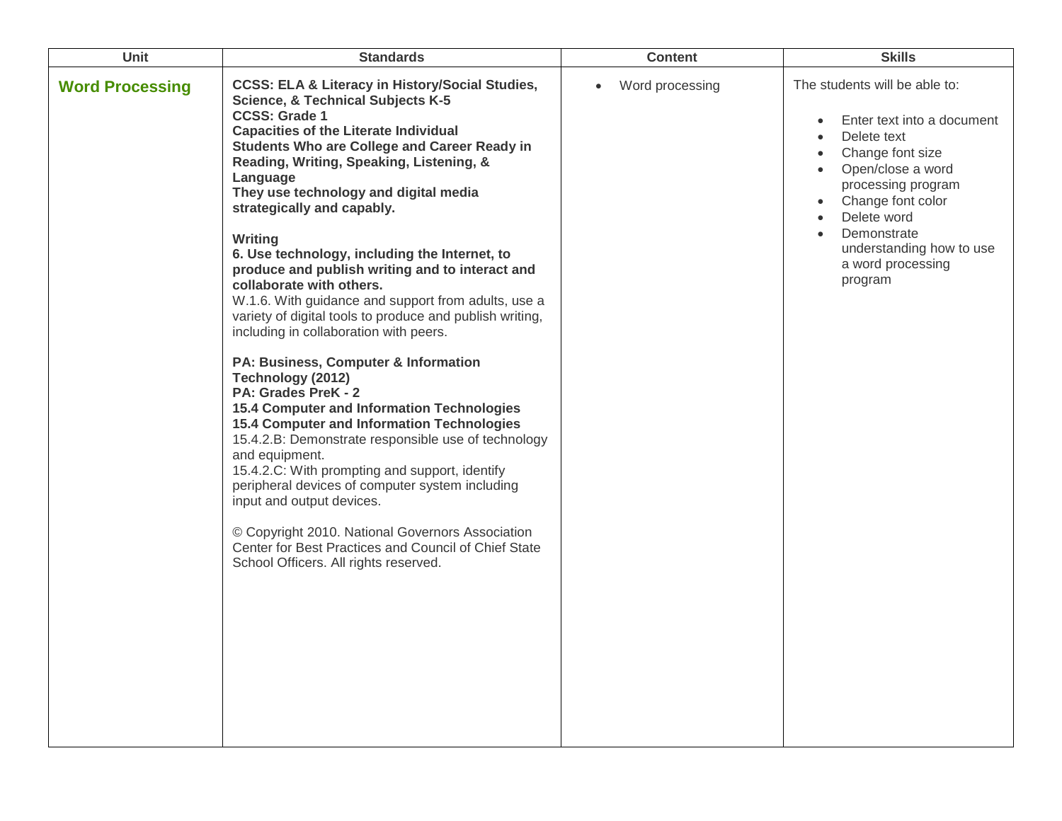| Unit | Standards | Content | Skills |
| --- | --- | --- | --- |
| **Word Processing** | **CCSS: ELA & Literacy in History/Social Studies, Science, & Technical Subjects K-5**<br>**CCSS: Grade 1**<br>**Capacities of the Literate Individual**<br>**Students Who are College and Career Ready in Reading, Writing, Speaking, Listening, & Language**<br>**They use technology and digital media strategically and capably.**<br><br>**Writing**<br>**6. Use technology, including the Internet, to produce and publish writing and to interact and collaborate with others.**<br>W.1.6. With guidance and support from adults, use a variety of digital tools to produce and publish writing, including in collaboration with peers.<br><br>**PA: Business, Computer & Information Technology (2012)**<br>**PA: Grades PreK - 2**<br>**15.4 Computer and Information Technologies**<br>**15.4 Computer and Information Technologies**<br>15.4.2.B: Demonstrate responsible use of technology and equipment.<br>15.4.2.C: With prompting and support, identify peripheral devices of computer system including input and output devices.<br><br>© Copyright 2010. National Governors Association Center for Best Practices and Council of Chief State School Officers. All rights reserved. | • Word processing | The students will be able to:<br><br>• Enter text into a document<br>• Delete text<br>• Change font size<br>• Open/close a word processing program<br>• Change font color<br>• Delete word<br>• Demonstrate understanding how to use a word processing program |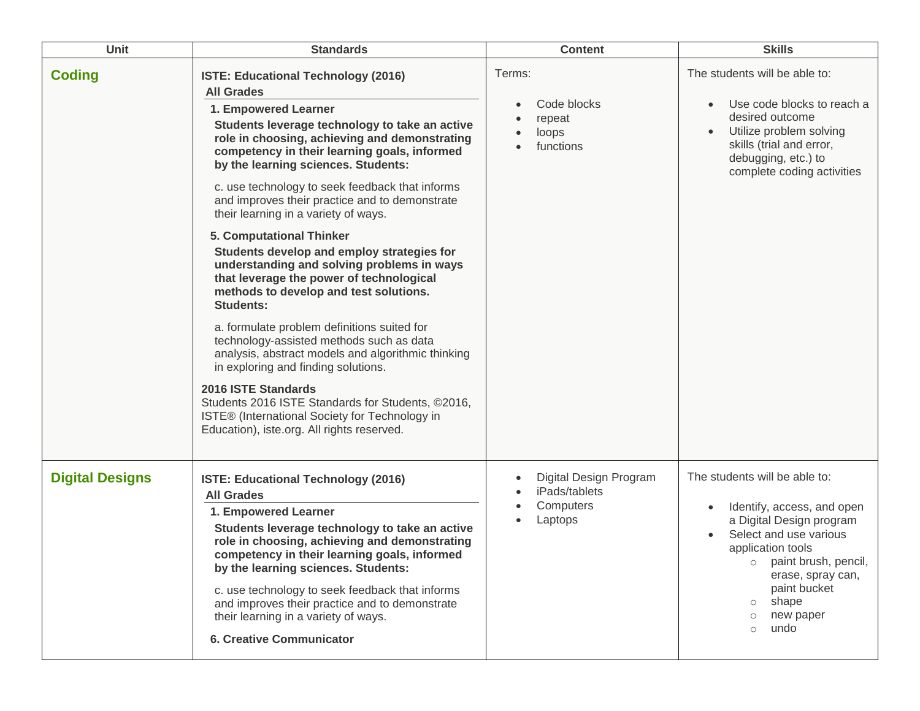| Unit | Standards | Content | Skills |
|---|---|---|---|
| **Coding** | **ISTE: Educational Technology (2016)**<br>**All Grades**<br>**1. Empowered Learner**<br>**Students leverage technology to take an active role in choosing, achieving and demonstrating competency in their learning goals, informed by the learning sciences. Students:**<br>c. use technology to seek feedback that informs and improves their practice and to demonstrate their learning in a variety of ways.<br>**5. Computational Thinker**<br>**Students develop and employ strategies for understanding and solving problems in ways that leverage the power of technological methods to develop and test solutions. Students:**<br>a. formulate problem definitions suited for technology-assisted methods such as data analysis, abstract models and algorithmic thinking in exploring and finding solutions.<br>**2016 ISTE Standards**<br>Students 2016 ISTE Standards for Students, ©2016, ISTE® (International Society for Technology in Education), iste.org. All rights reserved. | Terms:<br>• Code blocks<br>• repeat<br>• loops<br>• functions | The students will be able to:<br>• Use code blocks to reach a desired outcome<br>• Utilize problem solving skills (trial and error, debugging, etc.) to complete coding activities |
| **Digital Designs** | **ISTE: Educational Technology (2016)**<br>**All Grades**<br>**1. Empowered Learner**<br>**Students leverage technology to take an active role in choosing, achieving and demonstrating competency in their learning goals, informed by the learning sciences. Students:**<br>c. use technology to seek feedback that informs and improves their practice and to demonstrate their learning in a variety of ways.<br>**6. Creative Communicator** | • Digital Design Program<br>• iPads/tablets<br>• Computers<br>• Laptops | The students will be able to:<br>• Identify, access, and open a Digital Design program<br>• Select and use various application tools<br>  ○ paint brush, pencil, erase, spray can, paint bucket<br>  ○ shape<br>  ○ new paper<br>  ○ undo |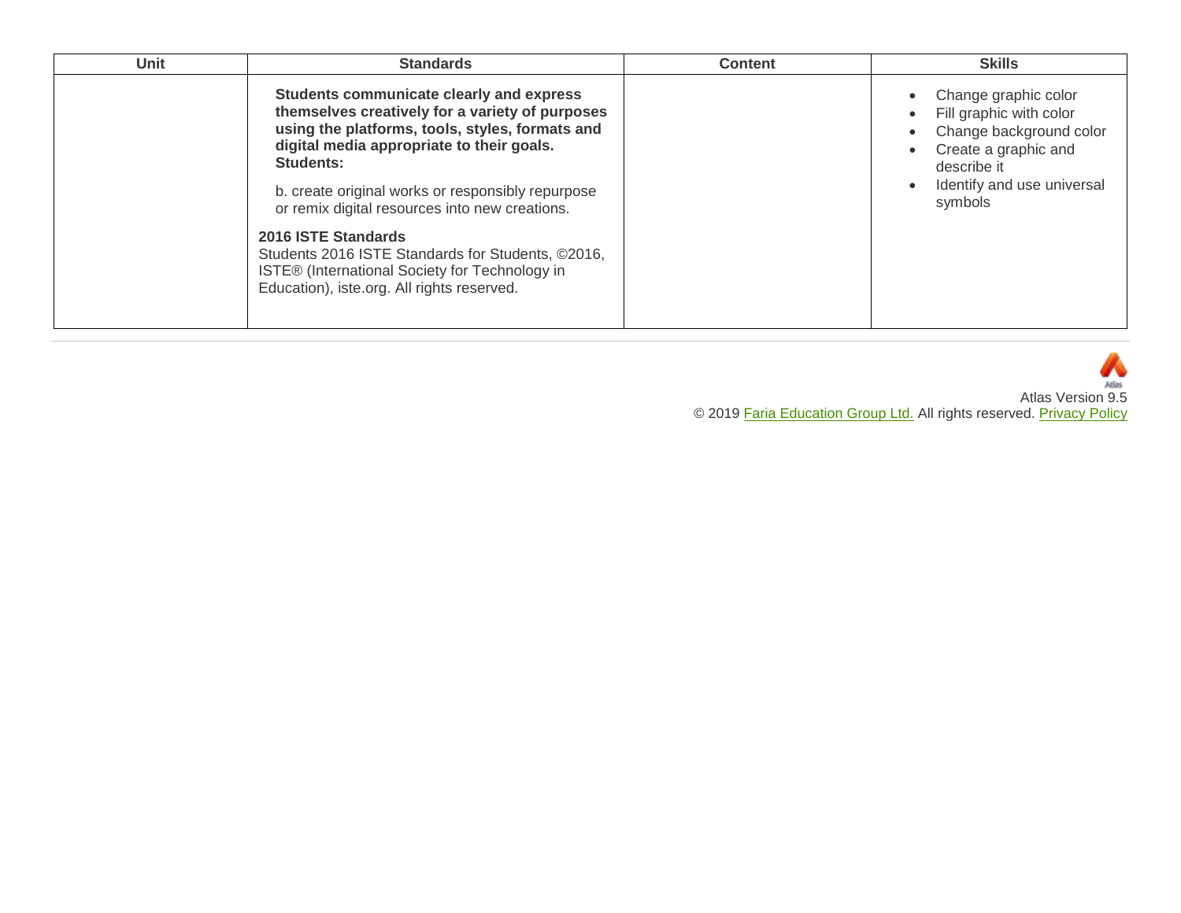| Unit | Standards | Content | Skills |
| --- | --- | --- | --- |
| | **Students communicate clearly and express themselves creatively for a variety of purposes using the platforms, tools, styles, formats and digital media appropriate to their goals. Students:**<br><br>b. create original works or responsibly repurpose or remix digital resources into new creations.<br><br>**2016 ISTE Standards**<br>Students 2016 ISTE Standards for Students, ©2016, ISTE® (International Society for Technology in Education), iste.org. All rights reserved. | | • Change graphic color<br>• Fill graphic with color<br>• Change background color<br>• Create a graphic and describe it<br>• Identify and use universal symbols |

Atlas Version 9.5
© 2019 Faria Education Group Ltd. All rights reserved. Privacy Policy